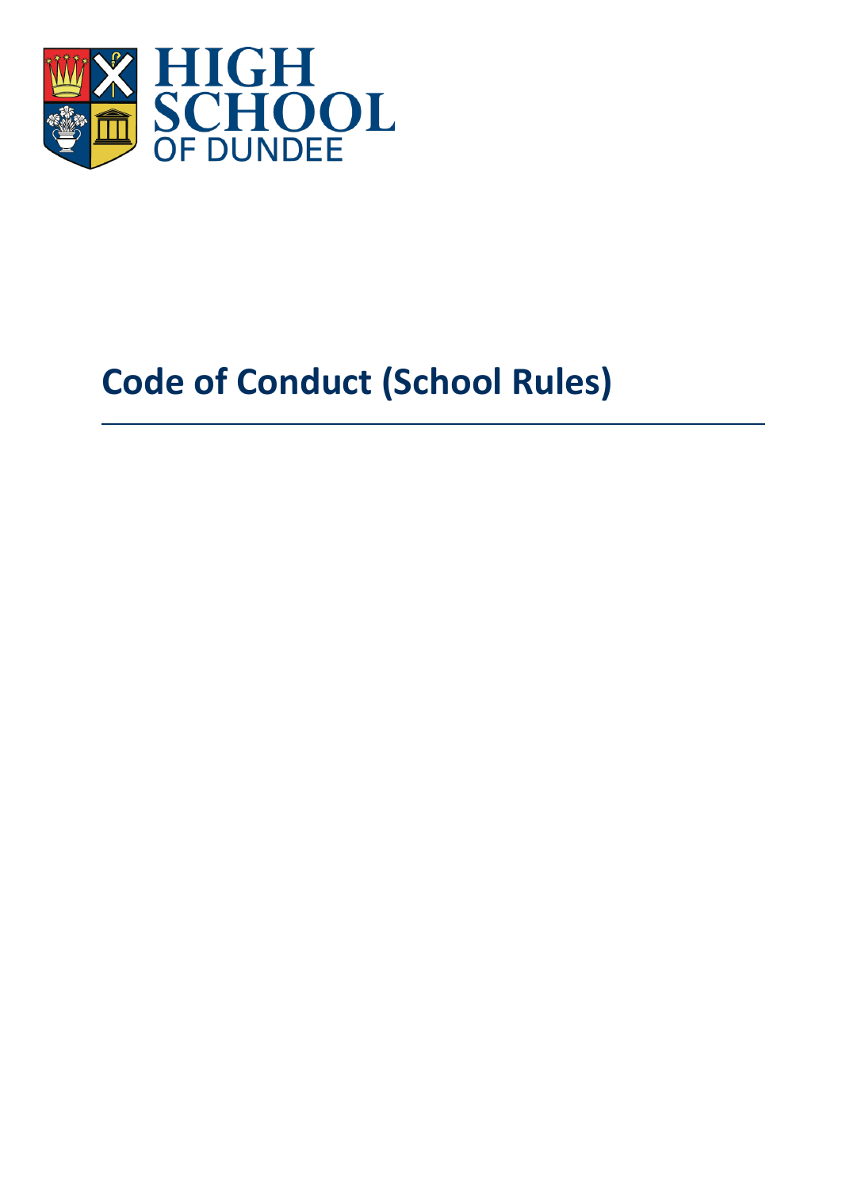HIGH SCHOOL OF DUNDEE

# Code of Conduct (School Rules)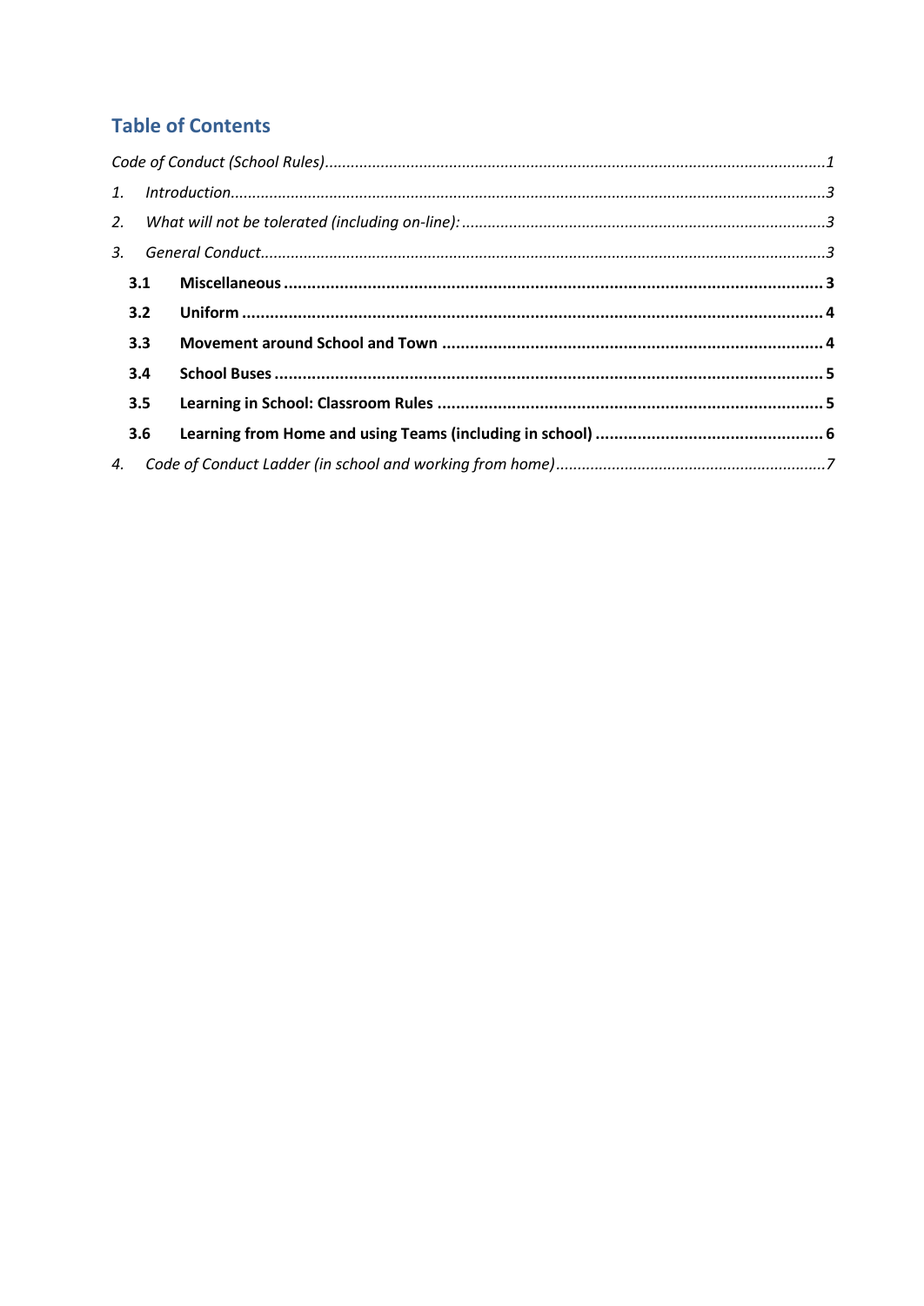## Table of Contents

*Code of Conduct (School Rules)* .......... *1*

1. *Introduction* .......... *3*
2. *What will not be tolerated (including on-line):* .......... *3*
3. *General Conduct* .......... *3*
   - **3.1 Miscellaneous** .......... **3**
   - **3.2 Uniform** .......... **4**
   - **3.3 Movement around School and Town** .......... **4**
   - **3.4 School Buses** .......... **5**
   - **3.5 Learning in School: Classroom Rules** .......... **5**
   - **3.6 Learning from Home and using Teams (including in school)** .......... **6**
4. *Code of Conduct Ladder (in school and working from home)* .......... *7*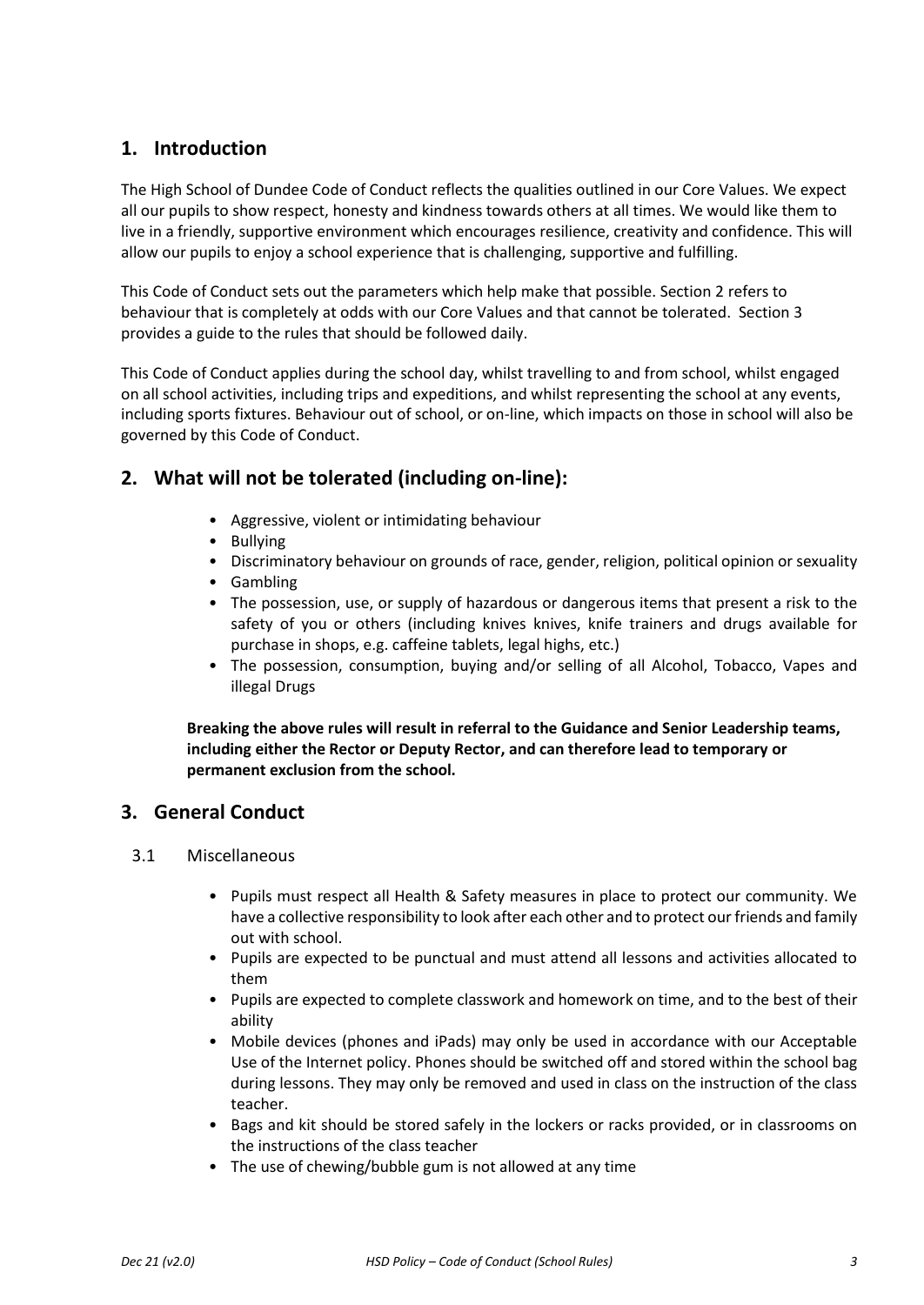## 1. Introduction

The High School of Dundee Code of Conduct reflects the qualities outlined in our Core Values. We expect all our pupils to show respect, honesty and kindness towards others at all times. We would like them to live in a friendly, supportive environment which encourages resilience, creativity and confidence. This will allow our pupils to enjoy a school experience that is challenging, supportive and fulfilling.

This Code of Conduct sets out the parameters which help make that possible. Section 2 refers to behaviour that is completely at odds with our Core Values and that cannot be tolerated. Section 3 provides a guide to the rules that should be followed daily.

This Code of Conduct applies during the school day, whilst travelling to and from school, whilst engaged on all school activities, including trips and expeditions, and whilst representing the school at any events, including sports fixtures. Behaviour out of school, or on-line, which impacts on those in school will also be governed by this Code of Conduct.

## 2. What will not be tolerated (including on-line):

- Aggressive, violent or intimidating behaviour
- Bullying
- Discriminatory behaviour on grounds of race, gender, religion, political opinion or sexuality
- Gambling
- The possession, use, or supply of hazardous or dangerous items that present a risk to the safety of you or others (including knives knives, knife trainers and drugs available for purchase in shops, e.g. caffeine tablets, legal highs, etc.)
- The possession, consumption, buying and/or selling of all Alcohol, Tobacco, Vapes and illegal Drugs

**Breaking the above rules will result in referral to the Guidance and Senior Leadership teams, including either the Rector or Deputy Rector, and can therefore lead to temporary or permanent exclusion from the school.**

## 3. General Conduct

### 3.1 Miscellaneous

- Pupils must respect all Health & Safety measures in place to protect our community. We have a collective responsibility to look after each other and to protect our friends and family out with school.
- Pupils are expected to be punctual and must attend all lessons and activities allocated to them
- Pupils are expected to complete classwork and homework on time, and to the best of their ability
- Mobile devices (phones and iPads) may only be used in accordance with our Acceptable Use of the Internet policy. Phones should be switched off and stored within the school bag during lessons. They may only be removed and used in class on the instruction of the class teacher.
- Bags and kit should be stored safely in the lockers or racks provided, or in classrooms on the instructions of the class teacher
- The use of chewing/bubble gum is not allowed at any time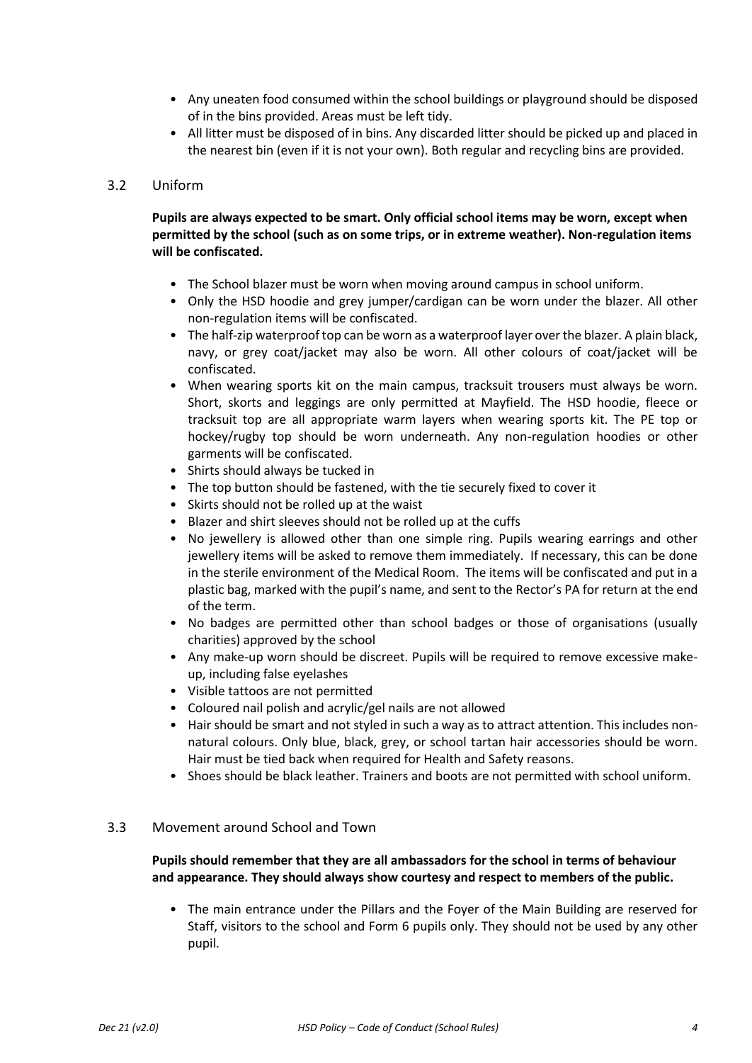- Any uneaten food consumed within the school buildings or playground should be disposed of in the bins provided. Areas must be left tidy.
- All litter must be disposed of in bins. Any discarded litter should be picked up and placed in the nearest bin (even if it is not your own). Both regular and recycling bins are provided.

### 3.2 Uniform

**Pupils are always expected to be smart. Only official school items may be worn, except when permitted by the school (such as on some trips, or in extreme weather). Non-regulation items will be confiscated.**

- The School blazer must be worn when moving around campus in school uniform.
- Only the HSD hoodie and grey jumper/cardigan can be worn under the blazer. All other non-regulation items will be confiscated.
- The half-zip waterproof top can be worn as a waterproof layer over the blazer. A plain black, navy, or grey coat/jacket may also be worn. All other colours of coat/jacket will be confiscated.
- When wearing sports kit on the main campus, tracksuit trousers must always be worn. Short, skorts and leggings are only permitted at Mayfield. The HSD hoodie, fleece or tracksuit top are all appropriate warm layers when wearing sports kit. The PE top or hockey/rugby top should be worn underneath. Any non-regulation hoodies or other garments will be confiscated.
- Shirts should always be tucked in
- The top button should be fastened, with the tie securely fixed to cover it
- Skirts should not be rolled up at the waist
- Blazer and shirt sleeves should not be rolled up at the cuffs
- No jewellery is allowed other than one simple ring. Pupils wearing earrings and other jewellery items will be asked to remove them immediately. If necessary, this can be done in the sterile environment of the Medical Room. The items will be confiscated and put in a plastic bag, marked with the pupil's name, and sent to the Rector's PA for return at the end of the term.
- No badges are permitted other than school badges or those of organisations (usually charities) approved by the school
- Any make-up worn should be discreet. Pupils will be required to remove excessive make-up, including false eyelashes
- Visible tattoos are not permitted
- Coloured nail polish and acrylic/gel nails are not allowed
- Hair should be smart and not styled in such a way as to attract attention. This includes non-natural colours. Only blue, black, grey, or school tartan hair accessories should be worn. Hair must be tied back when required for Health and Safety reasons.
- Shoes should be black leather. Trainers and boots are not permitted with school uniform.

### 3.3 Movement around School and Town

**Pupils should remember that they are all ambassadors for the school in terms of behaviour and appearance. They should always show courtesy and respect to members of the public.**

- The main entrance under the Pillars and the Foyer of the Main Building are reserved for Staff, visitors to the school and Form 6 pupils only. They should not be used by any other pupil.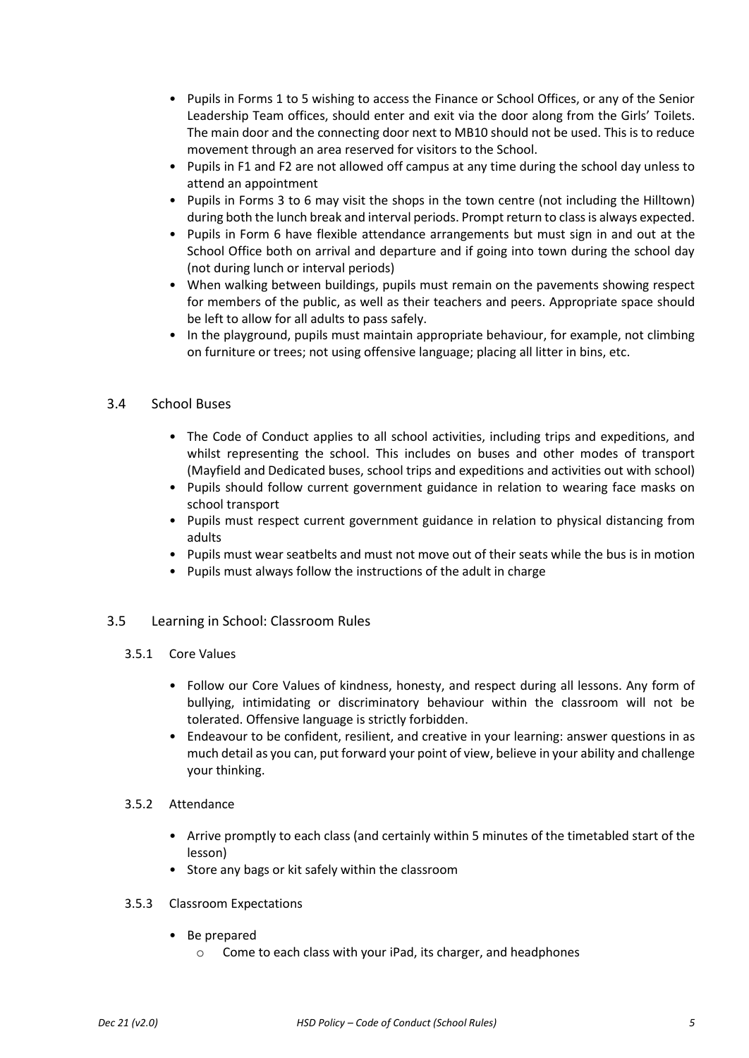- Pupils in Forms 1 to 5 wishing to access the Finance or School Offices, or any of the Senior Leadership Team offices, should enter and exit via the door along from the Girls' Toilets. The main door and the connecting door next to MB10 should not be used. This is to reduce movement through an area reserved for visitors to the School.
- Pupils in F1 and F2 are not allowed off campus at any time during the school day unless to attend an appointment
- Pupils in Forms 3 to 6 may visit the shops in the town centre (not including the Hilltown) during both the lunch break and interval periods. Prompt return to class is always expected.
- Pupils in Form 6 have flexible attendance arrangements but must sign in and out at the School Office both on arrival and departure and if going into town during the school day (not during lunch or interval periods)
- When walking between buildings, pupils must remain on the pavements showing respect for members of the public, as well as their teachers and peers. Appropriate space should be left to allow for all adults to pass safely.
- In the playground, pupils must maintain appropriate behaviour, for example, not climbing on furniture or trees; not using offensive language; placing all litter in bins, etc.

## 3.4 School Buses

- The Code of Conduct applies to all school activities, including trips and expeditions, and whilst representing the school. This includes on buses and other modes of transport (Mayfield and Dedicated buses, school trips and expeditions and activities out with school)
- Pupils should follow current government guidance in relation to wearing face masks on school transport
- Pupils must respect current government guidance in relation to physical distancing from adults
- Pupils must wear seatbelts and must not move out of their seats while the bus is in motion
- Pupils must always follow the instructions of the adult in charge

## 3.5 Learning in School: Classroom Rules

### 3.5.1 Core Values

- Follow our Core Values of kindness, honesty, and respect during all lessons. Any form of bullying, intimidating or discriminatory behaviour within the classroom will not be tolerated. Offensive language is strictly forbidden.
- Endeavour to be confident, resilient, and creative in your learning: answer questions in as much detail as you can, put forward your point of view, believe in your ability and challenge your thinking.

### 3.5.2 Attendance

- Arrive promptly to each class (and certainly within 5 minutes of the timetabled start of the lesson)
- Store any bags or kit safely within the classroom

### 3.5.3 Classroom Expectations

- Be prepared
  - Come to each class with your iPad, its charger, and headphones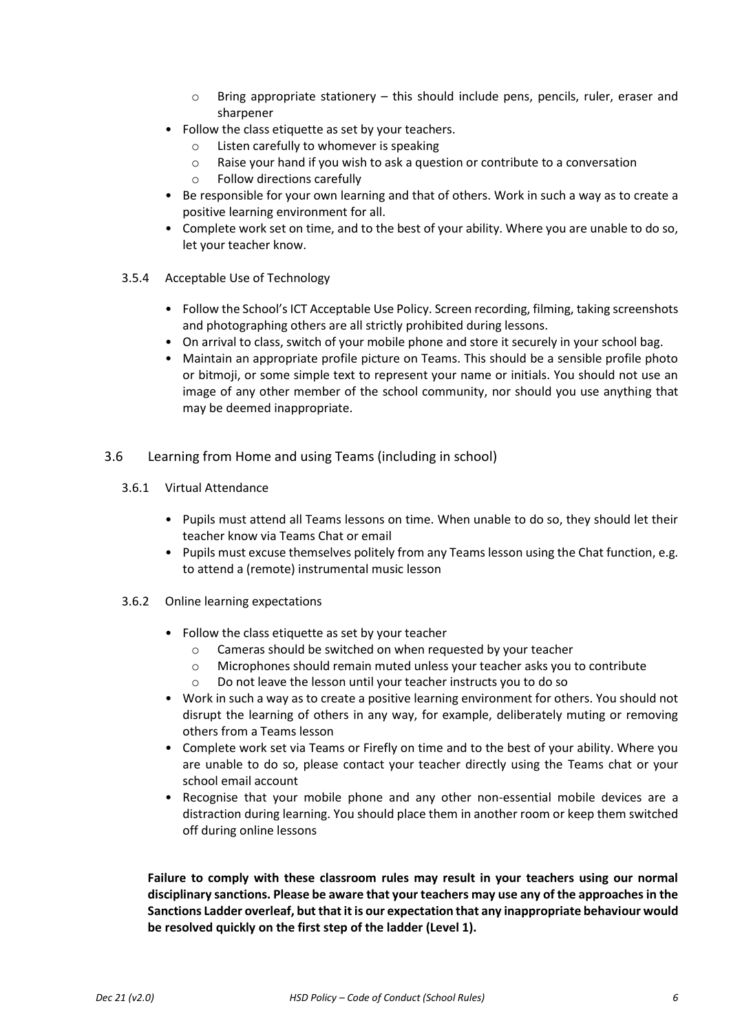- Bring appropriate stationery – this should include pens, pencils, ruler, eraser and sharpener
- Follow the class etiquette as set by your teachers.
  - Listen carefully to whomever is speaking
  - Raise your hand if you wish to ask a question or contribute to a conversation
  - Follow directions carefully
- Be responsible for your own learning and that of others. Work in such a way as to create a positive learning environment for all.
- Complete work set on time, and to the best of your ability. Where you are unable to do so, let your teacher know.

#### 3.5.4 Acceptable Use of Technology

- Follow the School's ICT Acceptable Use Policy. Screen recording, filming, taking screenshots and photographing others are all strictly prohibited during lessons.
- On arrival to class, switch of your mobile phone and store it securely in your school bag.
- Maintain an appropriate profile picture on Teams. This should be a sensible profile photo or bitmoji, or some simple text to represent your name or initials. You should not use an image of any other member of the school community, nor should you use anything that may be deemed inappropriate.

### 3.6 Learning from Home and using Teams (including in school)

#### 3.6.1 Virtual Attendance

- Pupils must attend all Teams lessons on time. When unable to do so, they should let their teacher know via Teams Chat or email
- Pupils must excuse themselves politely from any Teams lesson using the Chat function, e.g. to attend a (remote) instrumental music lesson

#### 3.6.2 Online learning expectations

- Follow the class etiquette as set by your teacher
  - Cameras should be switched on when requested by your teacher
  - Microphones should remain muted unless your teacher asks you to contribute
  - Do not leave the lesson until your teacher instructs you to do so
- Work in such a way as to create a positive learning environment for others. You should not disrupt the learning of others in any way, for example, deliberately muting or removing others from a Teams lesson
- Complete work set via Teams or Firefly on time and to the best of your ability. Where you are unable to do so, please contact your teacher directly using the Teams chat or your school email account
- Recognise that your mobile phone and any other non-essential mobile devices are a distraction during learning. You should place them in another room or keep them switched off during online lessons

**Failure to comply with these classroom rules may result in your teachers using our normal disciplinary sanctions. Please be aware that your teachers may use any of the approaches in the Sanctions Ladder overleaf, but that it is our expectation that any inappropriate behaviour would be resolved quickly on the first step of the ladder (Level 1).**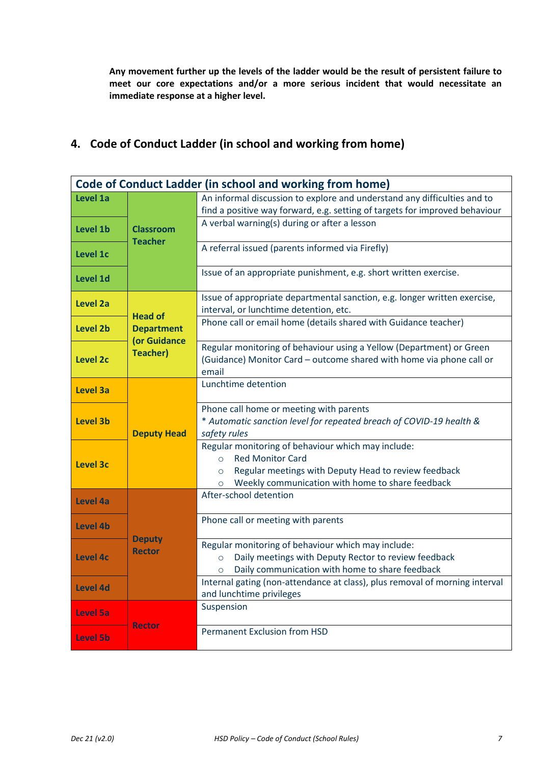**Any movement further up the levels of the ladder would be the result of persistent failure to meet our core expectations and/or a more serious incident that would necessitate an immediate response at a higher level.**

## 4. Code of Conduct Ladder (in school and working from home)

| Code of Conduct Ladder (in school and working from home) | | |
|---|---|---|
| **Level 1a** | **Classroom Teacher** | An informal discussion to explore and understand any difficulties and to find a positive way forward, e.g. setting of targets for improved behaviour |
| **Level 1b** | | A verbal warning(s) during or after a lesson |
| **Level 1c** | | A referral issued (parents informed via Firefly) |
| **Level 1d** | | Issue of an appropriate punishment, e.g. short written exercise. |
| **Level 2a** | **Head of Department (or Guidance Teacher)** | Issue of appropriate departmental sanction, e.g. longer written exercise, interval, or lunchtime detention, etc. |
| **Level 2b** | | Phone call or email home (details shared with Guidance teacher) |
| **Level 2c** | | Regular monitoring of behaviour using a Yellow (Department) or Green (Guidance) Monitor Card – outcome shared with home via phone call or email |
| **Level 3a** | **Deputy Head** | Lunchtime detention |
| **Level 3b** | | Phone call home or meeting with parents<br>* *Automatic sanction level for repeated breach of COVID-19 health & safety rules* |
| **Level 3c** | | Regular monitoring of behaviour which may include:<br>○ Red Monitor Card<br>○ Regular meetings with Deputy Head to review feedback<br>○ Weekly communication with home to share feedback |
| **Level 4a** | **Deputy Rector** | After-school detention |
| **Level 4b** | | Phone call or meeting with parents |
| **Level 4c** | | Regular monitoring of behaviour which may include:<br>○ Daily meetings with Deputy Rector to review feedback<br>○ Daily communication with home to share feedback |
| **Level 4d** | | Internal gating (non-attendance at class), plus removal of morning interval and lunchtime privileges |
| **Level 5a** | **Rector** | Suspension |
| **Level 5b** | | Permanent Exclusion from HSD |